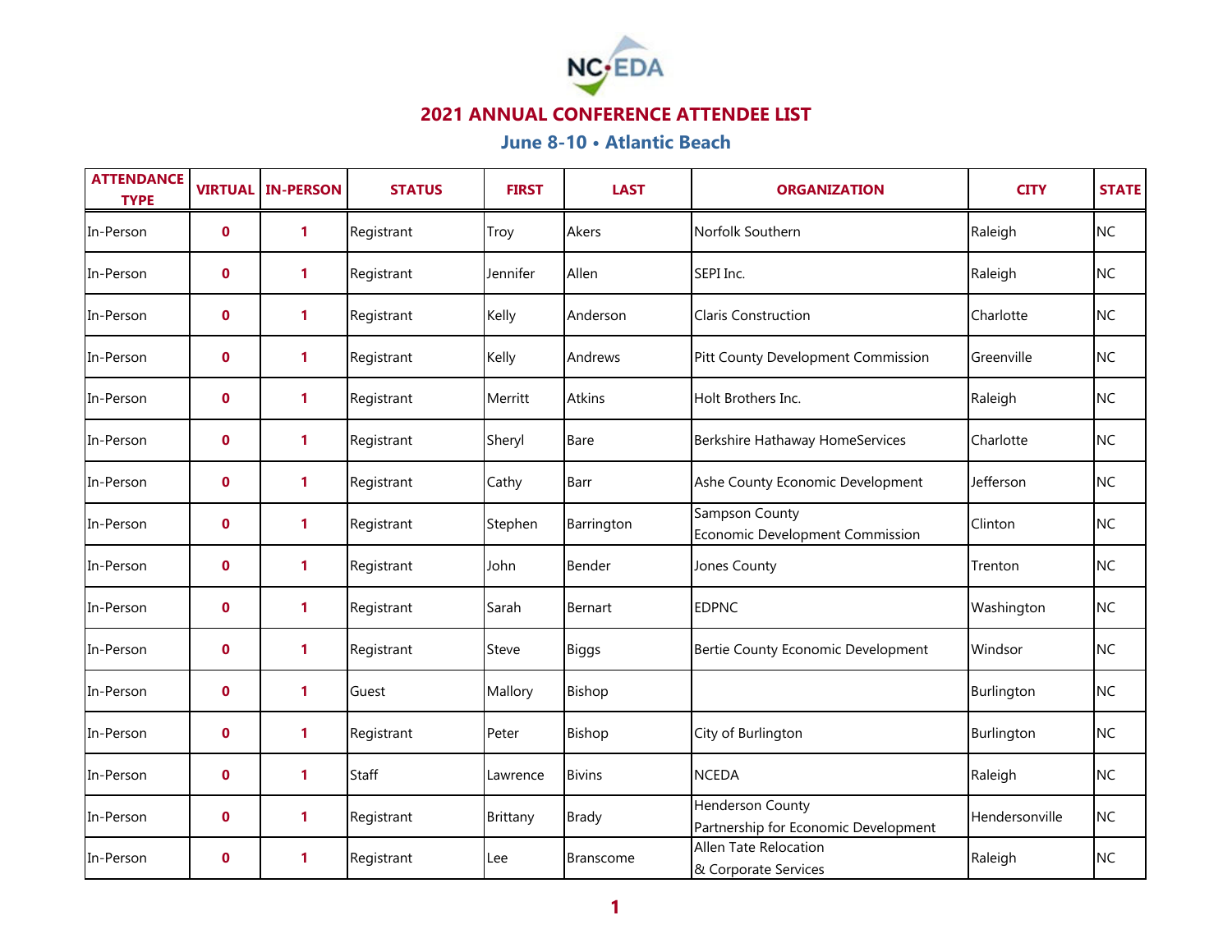# 2021 ANNUAL CONFERENCE ATTENDEE LIST

## June 8-10 • Atlantic Beach

| ATTENDANCE TYPE | VIRTUAL | IN-PERSON | STATUS | FIRST | LAST | ORGANIZATION | CITY | STATE |
|---|---|---|---|---|---|---|---|---|
| In-Person | 0 | 1 | Registrant | Troy | Akers | Norfolk Southern | Raleigh | NC |
| In-Person | 0 | 1 | Registrant | Jennifer | Allen | SEPI Inc. | Raleigh | NC |
| In-Person | 0 | 1 | Registrant | Kelly | Anderson | Claris Construction | Charlotte | NC |
| In-Person | 0 | 1 | Registrant | Kelly | Andrews | Pitt County Development Commission | Greenville | NC |
| In-Person | 0 | 1 | Registrant | Merritt | Atkins | Holt Brothers Inc. | Raleigh | NC |
| In-Person | 0 | 1 | Registrant | Sheryl | Bare | Berkshire Hathaway HomeServices | Charlotte | NC |
| In-Person | 0 | 1 | Registrant | Cathy | Barr | Ashe County Economic Development | Jefferson | NC |
| In-Person | 0 | 1 | Registrant | Stephen | Barrington | Sampson County Economic Development Commission | Clinton | NC |
| In-Person | 0 | 1 | Registrant | John | Bender | Jones County | Trenton | NC |
| In-Person | 0 | 1 | Registrant | Sarah | Bernart | EDPNC | Washington | NC |
| In-Person | 0 | 1 | Registrant | Steve | Biggs | Bertie County Economic Development | Windsor | NC |
| In-Person | 0 | 1 | Guest | Mallory | Bishop | | Burlington | NC |
| In-Person | 0 | 1 | Registrant | Peter | Bishop | City of Burlington | Burlington | NC |
| In-Person | 0 | 1 | Staff | Lawrence | Bivins | NCEDA | Raleigh | NC |
| In-Person | 0 | 1 | Registrant | Brittany | Brady | Henderson County Partnership for Economic Development | Hendersonville | NC |
| In-Person | 0 | 1 | Registrant | Lee | Branscome | Allen Tate Relocation & Corporate Services | Raleigh | NC |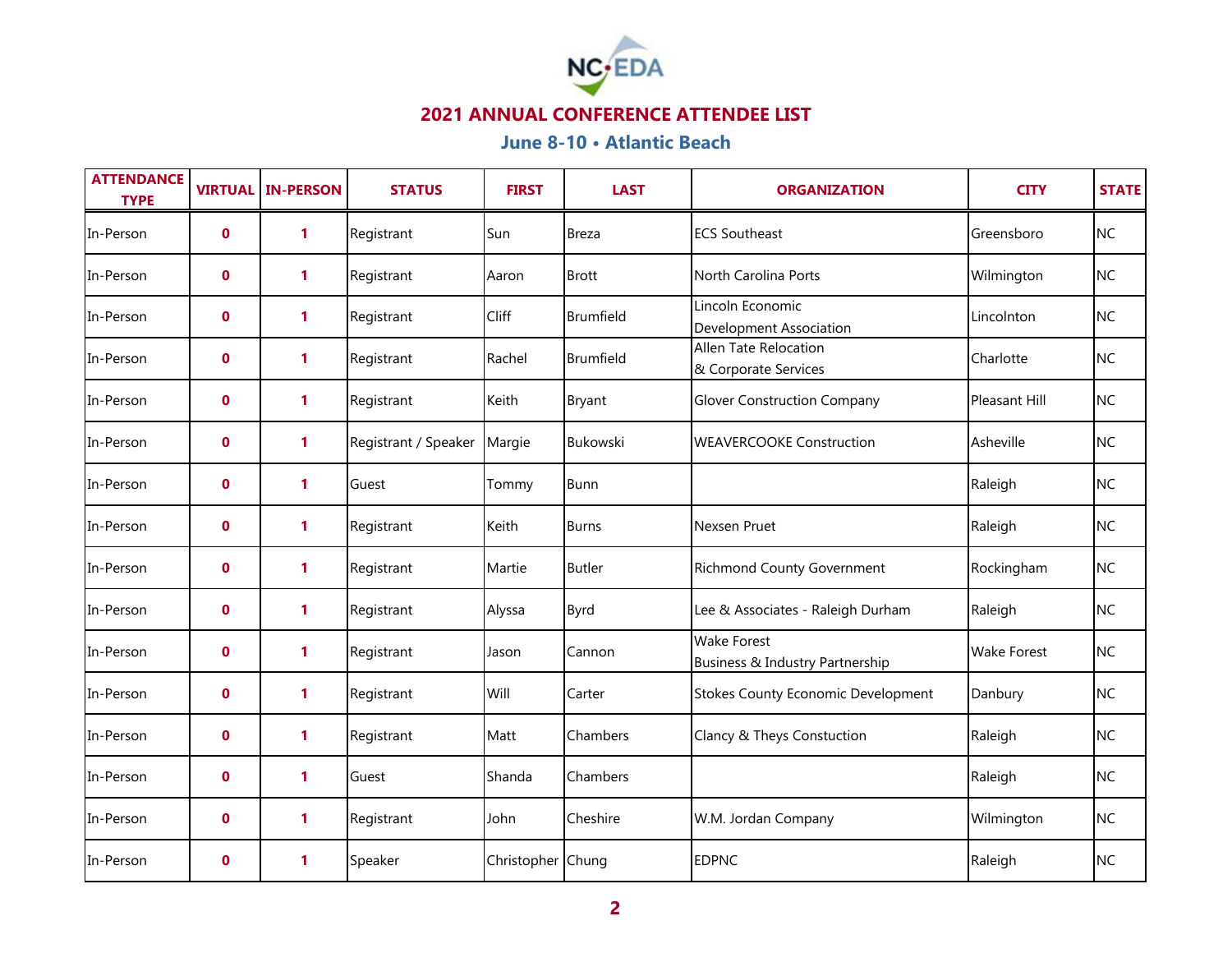## 2021 ANNUAL CONFERENCE ATTENDEE LIST

### June 8-10 • Atlantic Beach

| ATTENDANCE TYPE | VIRTUAL | IN-PERSON | STATUS | FIRST | LAST | ORGANIZATION | CITY | STATE |
|---|---|---|---|---|---|---|---|---|
| In-Person | 0 | 1 | Registrant | Sun | Breza | ECS Southeast | Greensboro | NC |
| In-Person | 0 | 1 | Registrant | Aaron | Brott | North Carolina Ports | Wilmington | NC |
| In-Person | 0 | 1 | Registrant | Cliff | Brumfield | Lincoln Economic Development Association | Lincolnton | NC |
| In-Person | 0 | 1 | Registrant | Rachel | Brumfield | Allen Tate Relocation & Corporate Services | Charlotte | NC |
| In-Person | 0 | 1 | Registrant | Keith | Bryant | Glover Construction Company | Pleasant Hill | NC |
| In-Person | 0 | 1 | Registrant / Speaker | Margie | Bukowski | WEAVERCOOKE Construction | Asheville | NC |
| In-Person | 0 | 1 | Guest | Tommy | Bunn | | Raleigh | NC |
| In-Person | 0 | 1 | Registrant | Keith | Burns | Nexsen Pruet | Raleigh | NC |
| In-Person | 0 | 1 | Registrant | Martie | Butler | Richmond County Government | Rockingham | NC |
| In-Person | 0 | 1 | Registrant | Alyssa | Byrd | Lee & Associates - Raleigh Durham | Raleigh | NC |
| In-Person | 0 | 1 | Registrant | Jason | Cannon | Wake Forest Business & Industry Partnership | Wake Forest | NC |
| In-Person | 0 | 1 | Registrant | Will | Carter | Stokes County Economic Development | Danbury | NC |
| In-Person | 0 | 1 | Registrant | Matt | Chambers | Clancy & Theys Constuction | Raleigh | NC |
| In-Person | 0 | 1 | Guest | Shanda | Chambers | | Raleigh | NC |
| In-Person | 0 | 1 | Registrant | John | Cheshire | W.M. Jordan Company | Wilmington | NC |
| In-Person | 0 | 1 | Speaker | Christopher | Chung | EDPNC | Raleigh | NC |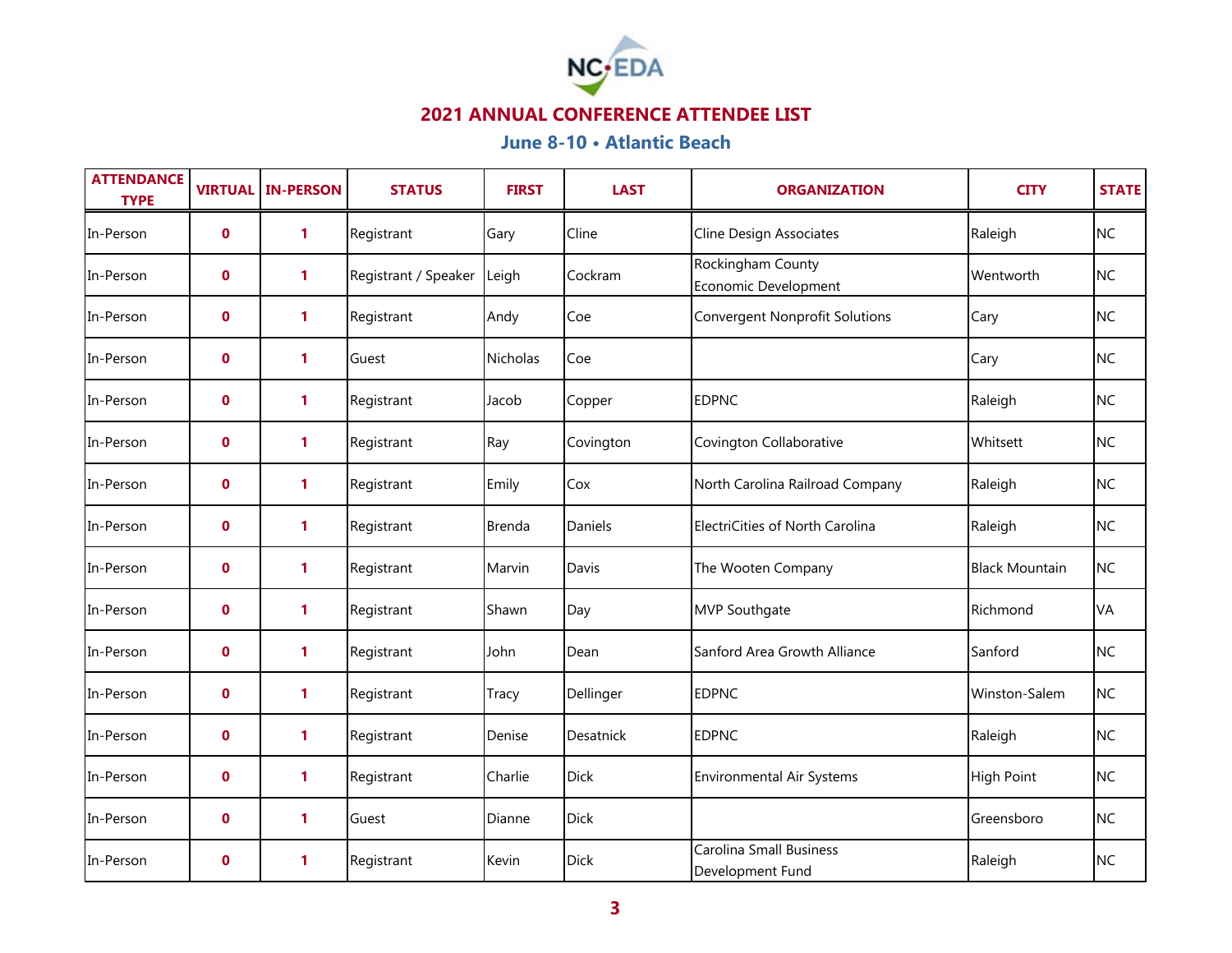## 2021 ANNUAL CONFERENCE ATTENDEE LIST

### June 8-10 • Atlantic Beach

| ATTENDANCE TYPE | VIRTUAL | IN-PERSON | STATUS | FIRST | LAST | ORGANIZATION | CITY | STATE |
|---|---|---|---|---|---|---|---|---|
| In-Person | 0 | 1 | Registrant | Gary | Cline | Cline Design Associates | Raleigh | NC |
| In-Person | 0 | 1 | Registrant / Speaker | Leigh | Cockram | Rockingham County Economic Development | Wentworth | NC |
| In-Person | 0 | 1 | Registrant | Andy | Coe | Convergent Nonprofit Solutions | Cary | NC |
| In-Person | 0 | 1 | Guest | Nicholas | Coe | | Cary | NC |
| In-Person | 0 | 1 | Registrant | Jacob | Copper | EDPNC | Raleigh | NC |
| In-Person | 0 | 1 | Registrant | Ray | Covington | Covington Collaborative | Whitsett | NC |
| In-Person | 0 | 1 | Registrant | Emily | Cox | North Carolina Railroad Company | Raleigh | NC |
| In-Person | 0 | 1 | Registrant | Brenda | Daniels | ElectriCities of North Carolina | Raleigh | NC |
| In-Person | 0 | 1 | Registrant | Marvin | Davis | The Wooten Company | Black Mountain | NC |
| In-Person | 0 | 1 | Registrant | Shawn | Day | MVP Southgate | Richmond | VA |
| In-Person | 0 | 1 | Registrant | John | Dean | Sanford Area Growth Alliance | Sanford | NC |
| In-Person | 0 | 1 | Registrant | Tracy | Dellinger | EDPNC | Winston-Salem | NC |
| In-Person | 0 | 1 | Registrant | Denise | Desatnick | EDPNC | Raleigh | NC |
| In-Person | 0 | 1 | Registrant | Charlie | Dick | Environmental Air Systems | High Point | NC |
| In-Person | 0 | 1 | Guest | Dianne | Dick | | Greensboro | NC |
| In-Person | 0 | 1 | Registrant | Kevin | Dick | Carolina Small Business Development Fund | Raleigh | NC |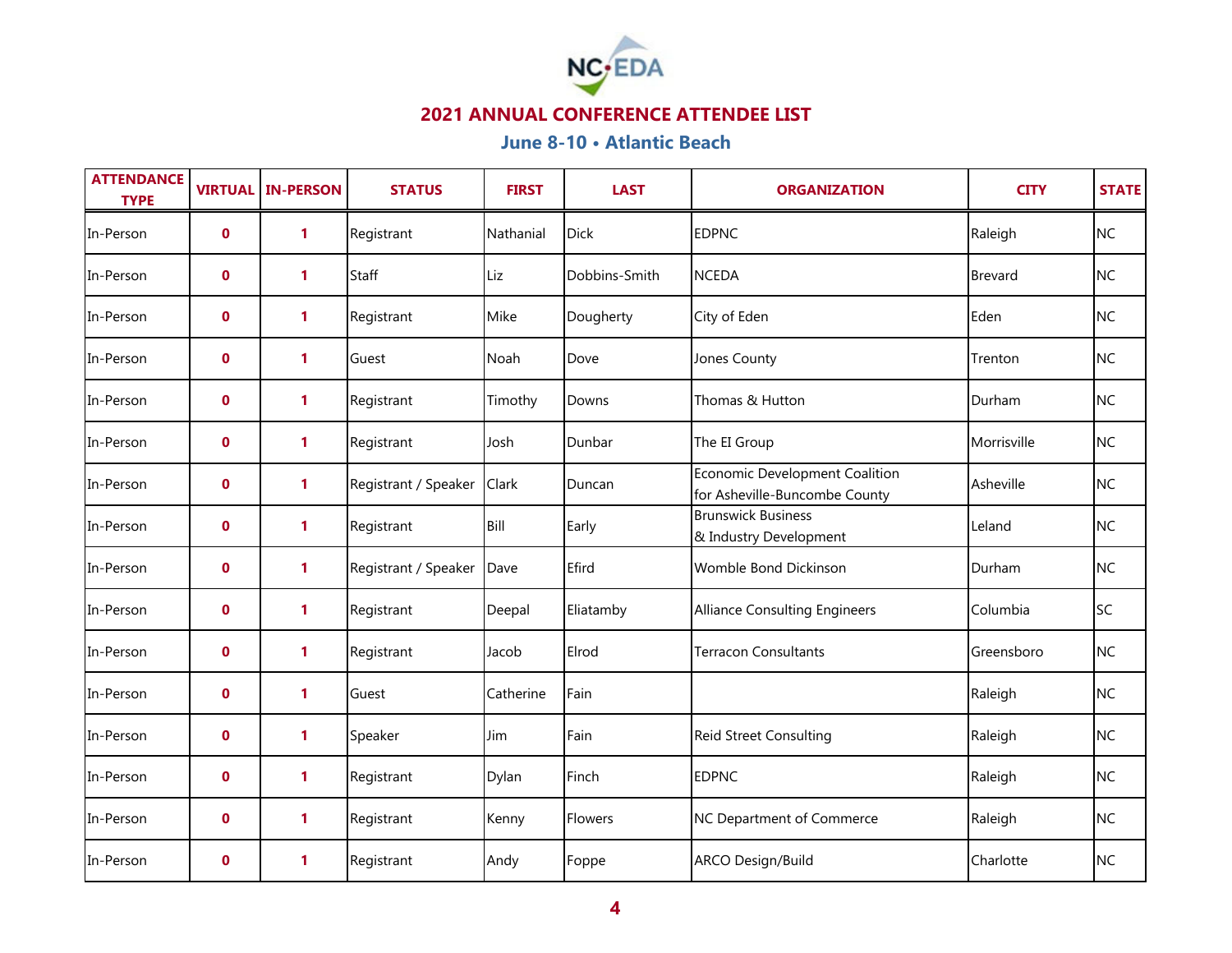NC•EDA

## 2021 ANNUAL CONFERENCE ATTENDEE LIST

### June 8-10 • Atlantic Beach

| ATTENDANCE TYPE | VIRTUAL | IN-PERSON | STATUS | FIRST | LAST | ORGANIZATION | CITY | STATE |
|---|---|---|---|---|---|---|---|---|
| In-Person | 0 | 1 | Registrant | Nathanial | Dick | EDPNC | Raleigh | NC |
| In-Person | 0 | 1 | Staff | Liz | Dobbins-Smith | NCEDA | Brevard | NC |
| In-Person | 0 | 1 | Registrant | Mike | Dougherty | City of Eden | Eden | NC |
| In-Person | 0 | 1 | Guest | Noah | Dove | Jones County | Trenton | NC |
| In-Person | 0 | 1 | Registrant | Timothy | Downs | Thomas & Hutton | Durham | NC |
| In-Person | 0 | 1 | Registrant | Josh | Dunbar | The EI Group | Morrisville | NC |
| In-Person | 0 | 1 | Registrant / Speaker | Clark | Duncan | Economic Development Coalition for Asheville-Buncombe County | Asheville | NC |
| In-Person | 0 | 1 | Registrant | Bill | Early | Brunswick Business & Industry Development | Leland | NC |
| In-Person | 0 | 1 | Registrant / Speaker | Dave | Efird | Womble Bond Dickinson | Durham | NC |
| In-Person | 0 | 1 | Registrant | Deepal | Eliatamby | Alliance Consulting Engineers | Columbia | SC |
| In-Person | 0 | 1 | Registrant | Jacob | Elrod | Terracon Consultants | Greensboro | NC |
| In-Person | 0 | 1 | Guest | Catherine | Fain | | Raleigh | NC |
| In-Person | 0 | 1 | Speaker | Jim | Fain | Reid Street Consulting | Raleigh | NC |
| In-Person | 0 | 1 | Registrant | Dylan | Finch | EDPNC | Raleigh | NC |
| In-Person | 0 | 1 | Registrant | Kenny | Flowers | NC Department of Commerce | Raleigh | NC |
| In-Person | 0 | 1 | Registrant | Andy | Foppe | ARCO Design/Build | Charlotte | NC |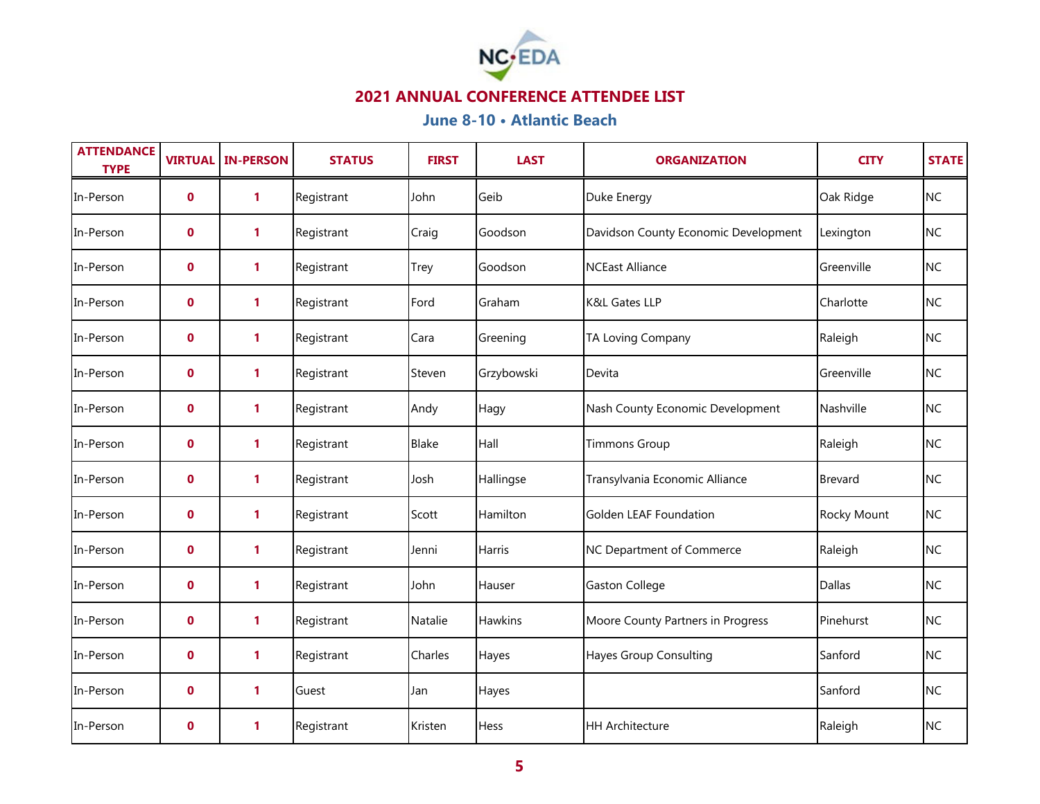# 2021 ANNUAL CONFERENCE ATTENDEE LIST

## June 8-10 • Atlantic Beach

| ATTENDANCE TYPE | VIRTUAL | IN-PERSON | STATUS | FIRST | LAST | ORGANIZATION | CITY | STATE |
|---|---|---|---|---|---|---|---|---|
| In-Person | 0 | 1 | Registrant | John | Geib | Duke Energy | Oak Ridge | NC |
| In-Person | 0 | 1 | Registrant | Craig | Goodson | Davidson County Economic Development | Lexington | NC |
| In-Person | 0 | 1 | Registrant | Trey | Goodson | NCEast Alliance | Greenville | NC |
| In-Person | 0 | 1 | Registrant | Ford | Graham | K&L Gates LLP | Charlotte | NC |
| In-Person | 0 | 1 | Registrant | Cara | Greening | TA Loving Company | Raleigh | NC |
| In-Person | 0 | 1 | Registrant | Steven | Grzybowski | Devita | Greenville | NC |
| In-Person | 0 | 1 | Registrant | Andy | Hagy | Nash County Economic Development | Nashville | NC |
| In-Person | 0 | 1 | Registrant | Blake | Hall | Timmons Group | Raleigh | NC |
| In-Person | 0 | 1 | Registrant | Josh | Hallingse | Transylvania Economic Alliance | Brevard | NC |
| In-Person | 0 | 1 | Registrant | Scott | Hamilton | Golden LEAF Foundation | Rocky Mount | NC |
| In-Person | 0 | 1 | Registrant | Jenni | Harris | NC Department of Commerce | Raleigh | NC |
| In-Person | 0 | 1 | Registrant | John | Hauser | Gaston College | Dallas | NC |
| In-Person | 0 | 1 | Registrant | Natalie | Hawkins | Moore County Partners in Progress | Pinehurst | NC |
| In-Person | 0 | 1 | Registrant | Charles | Hayes | Hayes Group Consulting | Sanford | NC |
| In-Person | 0 | 1 | Guest | Jan | Hayes | | Sanford | NC |
| In-Person | 0 | 1 | Registrant | Kristen | Hess | HH Architecture | Raleigh | NC |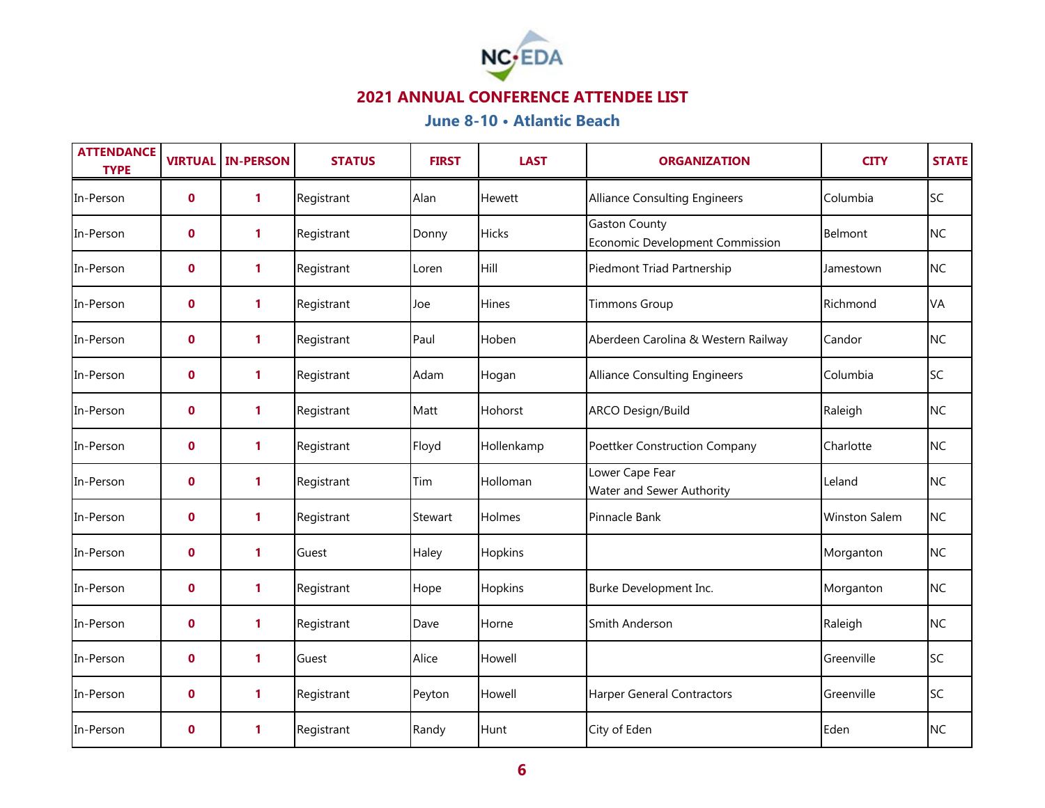## 2021 ANNUAL CONFERENCE ATTENDEE LIST

### June 8-10 • Atlantic Beach

| ATTENDANCE TYPE | VIRTUAL | IN-PERSON | STATUS | FIRST | LAST | ORGANIZATION | CITY | STATE |
|---|---|---|---|---|---|---|---|---|
| In-Person | 0 | 1 | Registrant | Alan | Hewett | Alliance Consulting Engineers | Columbia | SC |
| In-Person | 0 | 1 | Registrant | Donny | Hicks | Gaston County Economic Development Commission | Belmont | NC |
| In-Person | 0 | 1 | Registrant | Loren | Hill | Piedmont Triad Partnership | Jamestown | NC |
| In-Person | 0 | 1 | Registrant | Joe | Hines | Timmons Group | Richmond | VA |
| In-Person | 0 | 1 | Registrant | Paul | Hoben | Aberdeen Carolina & Western Railway | Candor | NC |
| In-Person | 0 | 1 | Registrant | Adam | Hogan | Alliance Consulting Engineers | Columbia | SC |
| In-Person | 0 | 1 | Registrant | Matt | Hohorst | ARCO Design/Build | Raleigh | NC |
| In-Person | 0 | 1 | Registrant | Floyd | Hollenkamp | Poettker Construction Company | Charlotte | NC |
| In-Person | 0 | 1 | Registrant | Tim | Holloman | Lower Cape Fear Water and Sewer Authority | Leland | NC |
| In-Person | 0 | 1 | Registrant | Stewart | Holmes | Pinnacle Bank | Winston Salem | NC |
| In-Person | 0 | 1 | Guest | Haley | Hopkins | | Morganton | NC |
| In-Person | 0 | 1 | Registrant | Hope | Hopkins | Burke Development Inc. | Morganton | NC |
| In-Person | 0 | 1 | Registrant | Dave | Horne | Smith Anderson | Raleigh | NC |
| In-Person | 0 | 1 | Guest | Alice | Howell | | Greenville | SC |
| In-Person | 0 | 1 | Registrant | Peyton | Howell | Harper General Contractors | Greenville | SC |
| In-Person | 0 | 1 | Registrant | Randy | Hunt | City of Eden | Eden | NC |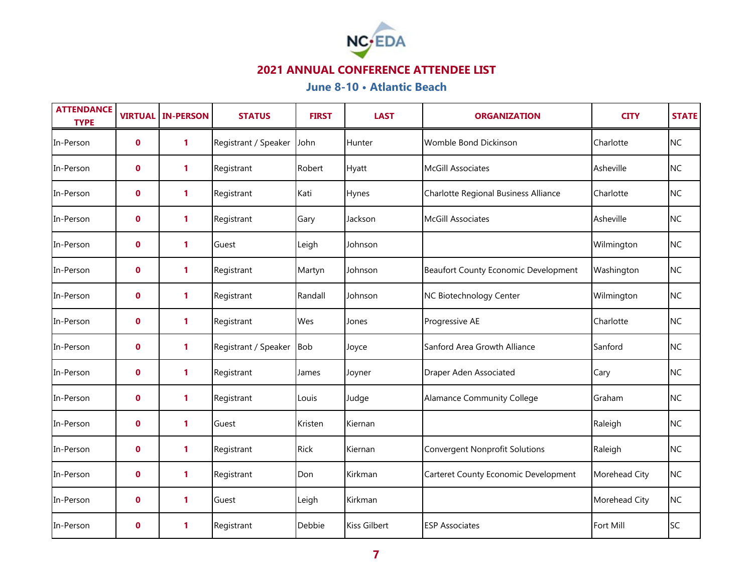NC•EDA

## 2021 ANNUAL CONFERENCE ATTENDEE LIST

### June 8-10 • Atlantic Beach

| ATTENDANCE TYPE | VIRTUAL | IN-PERSON | STATUS | FIRST | LAST | ORGANIZATION | CITY | STATE |
|---|---|---|---|---|---|---|---|---|
| In-Person | 0 | 1 | Registrant / Speaker | John | Hunter | Womble Bond Dickinson | Charlotte | NC |
| In-Person | 0 | 1 | Registrant | Robert | Hyatt | McGill Associates | Asheville | NC |
| In-Person | 0 | 1 | Registrant | Kati | Hynes | Charlotte Regional Business Alliance | Charlotte | NC |
| In-Person | 0 | 1 | Registrant | Gary | Jackson | McGill Associates | Asheville | NC |
| In-Person | 0 | 1 | Guest | Leigh | Johnson | | Wilmington | NC |
| In-Person | 0 | 1 | Registrant | Martyn | Johnson | Beaufort County Economic Development | Washington | NC |
| In-Person | 0 | 1 | Registrant | Randall | Johnson | NC Biotechnology Center | Wilmington | NC |
| In-Person | 0 | 1 | Registrant | Wes | Jones | Progressive AE | Charlotte | NC |
| In-Person | 0 | 1 | Registrant / Speaker | Bob | Joyce | Sanford Area Growth Alliance | Sanford | NC |
| In-Person | 0 | 1 | Registrant | James | Joyner | Draper Aden Associated | Cary | NC |
| In-Person | 0 | 1 | Registrant | Louis | Judge | Alamance Community College | Graham | NC |
| In-Person | 0 | 1 | Guest | Kristen | Kiernan | | Raleigh | NC |
| In-Person | 0 | 1 | Registrant | Rick | Kiernan | Convergent Nonprofit Solutions | Raleigh | NC |
| In-Person | 0 | 1 | Registrant | Don | Kirkman | Carteret County Economic Development | Morehead City | NC |
| In-Person | 0 | 1 | Guest | Leigh | Kirkman | | Morehead City | NC |
| In-Person | 0 | 1 | Registrant | Debbie | Kiss Gilbert | ESP Associates | Fort Mill | SC |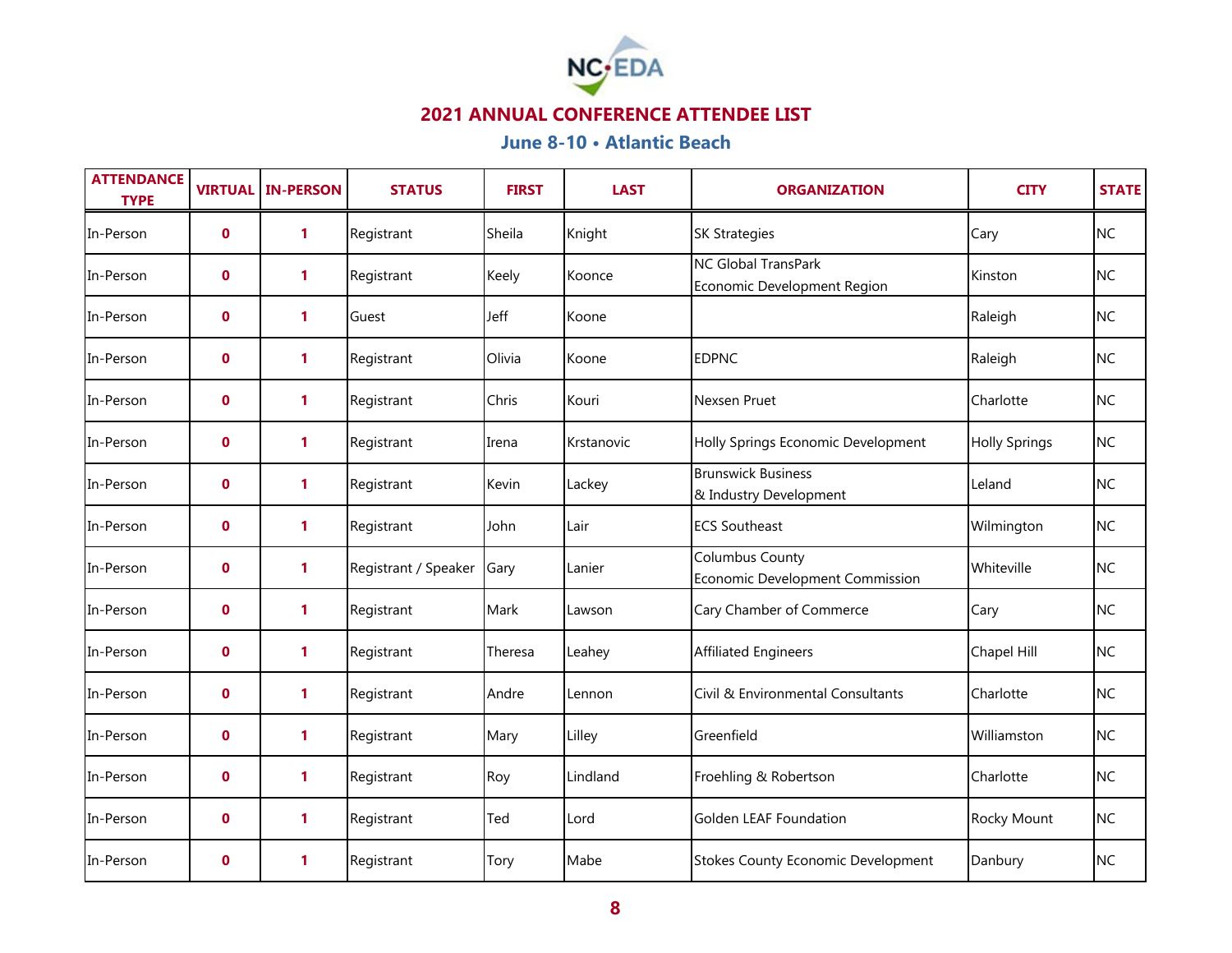## 2021 ANNUAL CONFERENCE ATTENDEE LIST

### June 8-10 • Atlantic Beach

| ATTENDANCE TYPE | VIRTUAL | IN-PERSON | STATUS | FIRST | LAST | ORGANIZATION | CITY | STATE |
|---|---|---|---|---|---|---|---|---|
| In-Person | 0 | 1 | Registrant | Sheila | Knight | SK Strategies | Cary | NC |
| In-Person | 0 | 1 | Registrant | Keely | Koonce | NC Global TransPark Economic Development Region | Kinston | NC |
| In-Person | 0 | 1 | Guest | Jeff | Koone | | Raleigh | NC |
| In-Person | 0 | 1 | Registrant | Olivia | Koone | EDPNC | Raleigh | NC |
| In-Person | 0 | 1 | Registrant | Chris | Kouri | Nexsen Pruet | Charlotte | NC |
| In-Person | 0 | 1 | Registrant | Irena | Krstanovic | Holly Springs Economic Development | Holly Springs | NC |
| In-Person | 0 | 1 | Registrant | Kevin | Lackey | Brunswick Business & Industry Development | Leland | NC |
| In-Person | 0 | 1 | Registrant | John | Lair | ECS Southeast | Wilmington | NC |
| In-Person | 0 | 1 | Registrant / Speaker | Gary | Lanier | Columbus County Economic Development Commission | Whiteville | NC |
| In-Person | 0 | 1 | Registrant | Mark | Lawson | Cary Chamber of Commerce | Cary | NC |
| In-Person | 0 | 1 | Registrant | Theresa | Leahey | Affiliated Engineers | Chapel Hill | NC |
| In-Person | 0 | 1 | Registrant | Andre | Lennon | Civil & Environmental Consultants | Charlotte | NC |
| In-Person | 0 | 1 | Registrant | Mary | Lilley | Greenfield | Williamston | NC |
| In-Person | 0 | 1 | Registrant | Roy | Lindland | Froehling & Robertson | Charlotte | NC |
| In-Person | 0 | 1 | Registrant | Ted | Lord | Golden LEAF Foundation | Rocky Mount | NC |
| In-Person | 0 | 1 | Registrant | Tory | Mabe | Stokes County Economic Development | Danbury | NC |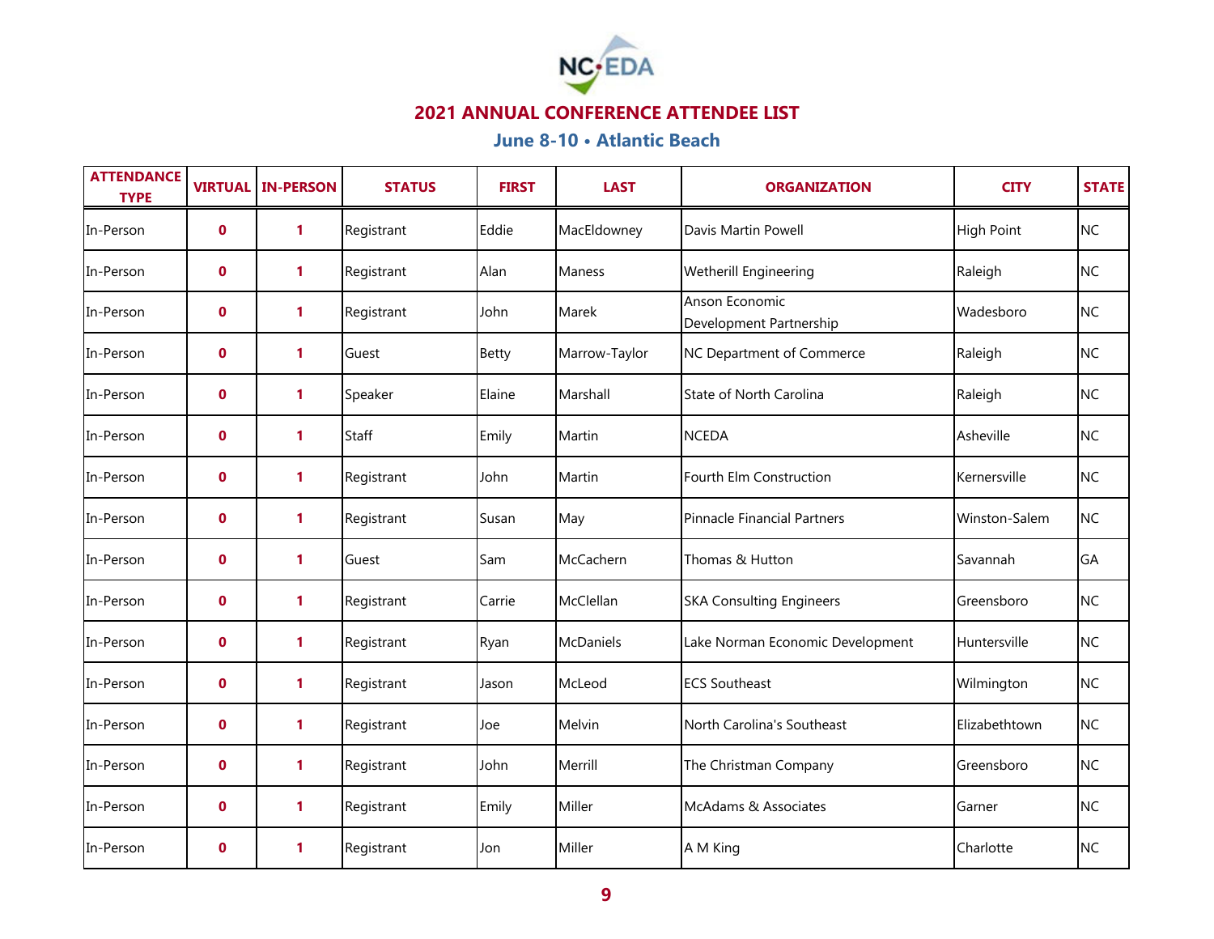## 2021 ANNUAL CONFERENCE ATTENDEE LIST

### June 8-10 • Atlantic Beach

| ATTENDANCE TYPE | VIRTUAL | IN-PERSON | STATUS | FIRST | LAST | ORGANIZATION | CITY | STATE |
|---|---|---|---|---|---|---|---|---|
| In-Person | 0 | 1 | Registrant | Eddie | MacEldowney | Davis Martin Powell | High Point | NC |
| In-Person | 0 | 1 | Registrant | Alan | Maness | Wetherill Engineering | Raleigh | NC |
| In-Person | 0 | 1 | Registrant | John | Marek | Anson Economic Development Partnership | Wadesboro | NC |
| In-Person | 0 | 1 | Guest | Betty | Marrow-Taylor | NC Department of Commerce | Raleigh | NC |
| In-Person | 0 | 1 | Speaker | Elaine | Marshall | State of North Carolina | Raleigh | NC |
| In-Person | 0 | 1 | Staff | Emily | Martin | NCEDA | Asheville | NC |
| In-Person | 0 | 1 | Registrant | John | Martin | Fourth Elm Construction | Kernersville | NC |
| In-Person | 0 | 1 | Registrant | Susan | May | Pinnacle Financial Partners | Winston-Salem | NC |
| In-Person | 0 | 1 | Guest | Sam | McCachern | Thomas & Hutton | Savannah | GA |
| In-Person | 0 | 1 | Registrant | Carrie | McClellan | SKA Consulting Engineers | Greensboro | NC |
| In-Person | 0 | 1 | Registrant | Ryan | McDaniels | Lake Norman Economic Development | Huntersville | NC |
| In-Person | 0 | 1 | Registrant | Jason | McLeod | ECS Southeast | Wilmington | NC |
| In-Person | 0 | 1 | Registrant | Joe | Melvin | North Carolina's Southeast | Elizabethtown | NC |
| In-Person | 0 | 1 | Registrant | John | Merrill | The Christman Company | Greensboro | NC |
| In-Person | 0 | 1 | Registrant | Emily | Miller | McAdams & Associates | Garner | NC |
| In-Person | 0 | 1 | Registrant | Jon | Miller | A M King | Charlotte | NC |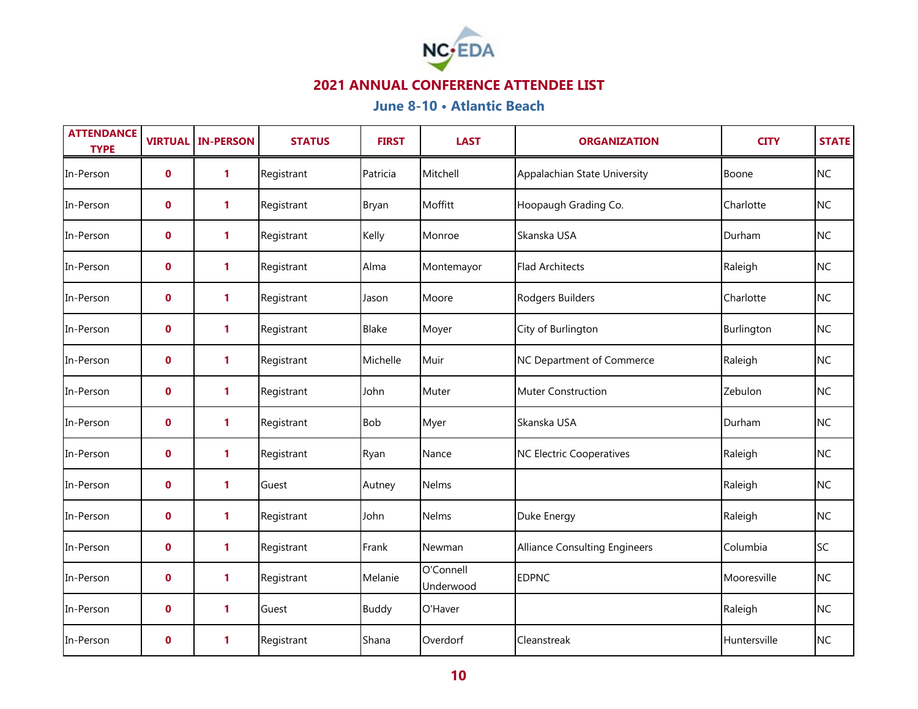## 2021 ANNUAL CONFERENCE ATTENDEE LIST

### June 8-10 • Atlantic Beach

| ATTENDANCE TYPE | VIRTUAL | IN-PERSON | STATUS | FIRST | LAST | ORGANIZATION | CITY | STATE |
|---|---|---|---|---|---|---|---|---|
| In-Person | 0 | 1 | Registrant | Patricia | Mitchell | Appalachian State University | Boone | NC |
| In-Person | 0 | 1 | Registrant | Bryan | Moffitt | Hoopaugh Grading Co. | Charlotte | NC |
| In-Person | 0 | 1 | Registrant | Kelly | Monroe | Skanska USA | Durham | NC |
| In-Person | 0 | 1 | Registrant | Alma | Montemayor | Flad Architects | Raleigh | NC |
| In-Person | 0 | 1 | Registrant | Jason | Moore | Rodgers Builders | Charlotte | NC |
| In-Person | 0 | 1 | Registrant | Blake | Moyer | City of Burlington | Burlington | NC |
| In-Person | 0 | 1 | Registrant | Michelle | Muir | NC Department of Commerce | Raleigh | NC |
| In-Person | 0 | 1 | Registrant | John | Muter | Muter Construction | Zebulon | NC |
| In-Person | 0 | 1 | Registrant | Bob | Myer | Skanska USA | Durham | NC |
| In-Person | 0 | 1 | Registrant | Ryan | Nance | NC Electric Cooperatives | Raleigh | NC |
| In-Person | 0 | 1 | Guest | Autney | Nelms | | Raleigh | NC |
| In-Person | 0 | 1 | Registrant | John | Nelms | Duke Energy | Raleigh | NC |
| In-Person | 0 | 1 | Registrant | Frank | Newman | Alliance Consulting Engineers | Columbia | SC |
| In-Person | 0 | 1 | Registrant | Melanie | O'Connell Underwood | EDPNC | Mooresville | NC |
| In-Person | 0 | 1 | Guest | Buddy | O'Haver | | Raleigh | NC |
| In-Person | 0 | 1 | Registrant | Shana | Overdorf | Cleanstreak | Huntersville | NC |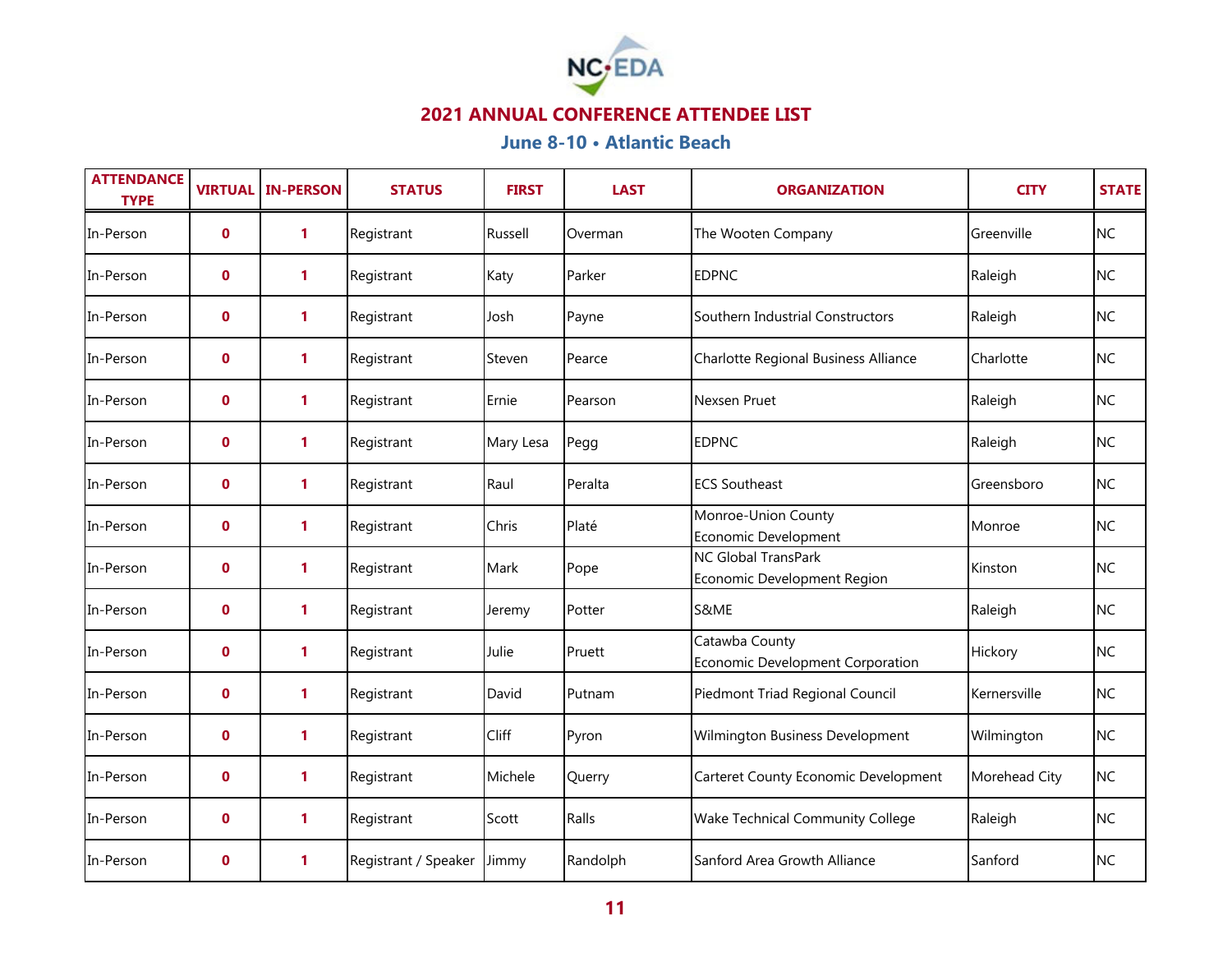## 2021 ANNUAL CONFERENCE ATTENDEE LIST

### June 8-10 • Atlantic Beach

| ATTENDANCE TYPE | VIRTUAL | IN-PERSON | STATUS | FIRST | LAST | ORGANIZATION | CITY | STATE |
|---|---|---|---|---|---|---|---|---|
| In-Person | 0 | 1 | Registrant | Russell | Overman | The Wooten Company | Greenville | NC |
| In-Person | 0 | 1 | Registrant | Katy | Parker | EDPNC | Raleigh | NC |
| In-Person | 0 | 1 | Registrant | Josh | Payne | Southern Industrial Constructors | Raleigh | NC |
| In-Person | 0 | 1 | Registrant | Steven | Pearce | Charlotte Regional Business Alliance | Charlotte | NC |
| In-Person | 0 | 1 | Registrant | Ernie | Pearson | Nexsen Pruet | Raleigh | NC |
| In-Person | 0 | 1 | Registrant | Mary Lesa | Pegg | EDPNC | Raleigh | NC |
| In-Person | 0 | 1 | Registrant | Raul | Peralta | ECS Southeast | Greensboro | NC |
| In-Person | 0 | 1 | Registrant | Chris | Platé | Monroe-Union County Economic Development | Monroe | NC |
| In-Person | 0 | 1 | Registrant | Mark | Pope | NC Global TransPark Economic Development Region | Kinston | NC |
| In-Person | 0 | 1 | Registrant | Jeremy | Potter | S&ME | Raleigh | NC |
| In-Person | 0 | 1 | Registrant | Julie | Pruett | Catawba County Economic Development Corporation | Hickory | NC |
| In-Person | 0 | 1 | Registrant | David | Putnam | Piedmont Triad Regional Council | Kernersville | NC |
| In-Person | 0 | 1 | Registrant | Cliff | Pyron | Wilmington Business Development | Wilmington | NC |
| In-Person | 0 | 1 | Registrant | Michele | Querry | Carteret County Economic Development | Morehead City | NC |
| In-Person | 0 | 1 | Registrant | Scott | Ralls | Wake Technical Community College | Raleigh | NC |
| In-Person | 0 | 1 | Registrant / Speaker | Jimmy | Randolph | Sanford Area Growth Alliance | Sanford | NC |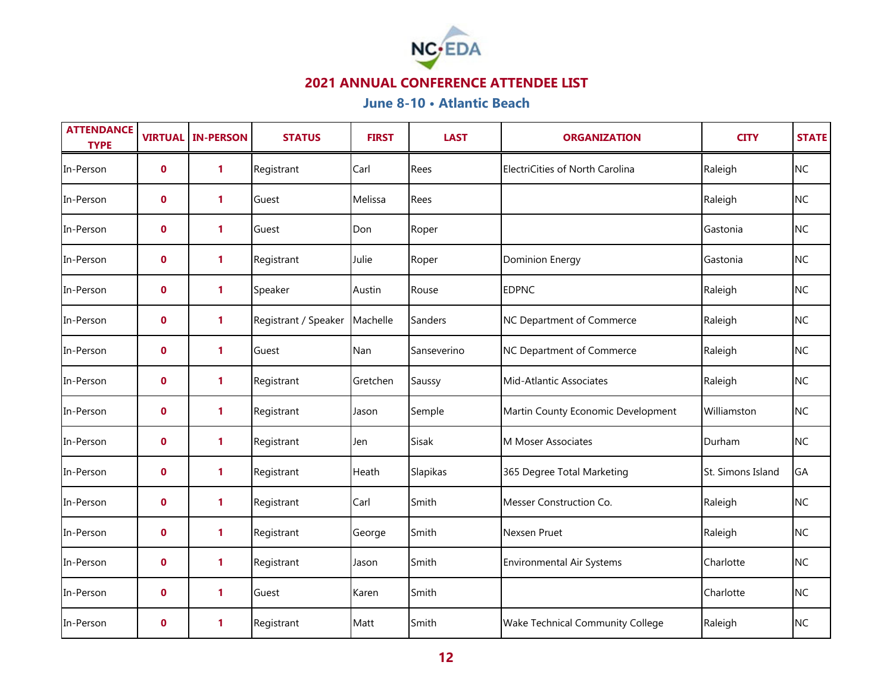## 2021 ANNUAL CONFERENCE ATTENDEE LIST

### June 8-10 • Atlantic Beach

| ATTENDANCE TYPE | VIRTUAL | IN-PERSON | STATUS | FIRST | LAST | ORGANIZATION | CITY | STATE |
|---|---|---|---|---|---|---|---|---|
| In-Person | 0 | 1 | Registrant | Carl | Rees | ElectriCities of North Carolina | Raleigh | NC |
| In-Person | 0 | 1 | Guest | Melissa | Rees | | Raleigh | NC |
| In-Person | 0 | 1 | Guest | Don | Roper | | Gastonia | NC |
| In-Person | 0 | 1 | Registrant | Julie | Roper | Dominion Energy | Gastonia | NC |
| In-Person | 0 | 1 | Speaker | Austin | Rouse | EDPNC | Raleigh | NC |
| In-Person | 0 | 1 | Registrant / Speaker | Machelle | Sanders | NC Department of Commerce | Raleigh | NC |
| In-Person | 0 | 1 | Guest | Nan | Sanseverino | NC Department of Commerce | Raleigh | NC |
| In-Person | 0 | 1 | Registrant | Gretchen | Saussy | Mid-Atlantic Associates | Raleigh | NC |
| In-Person | 0 | 1 | Registrant | Jason | Semple | Martin County Economic Development | Williamston | NC |
| In-Person | 0 | 1 | Registrant | Jen | Sisak | M Moser Associates | Durham | NC |
| In-Person | 0 | 1 | Registrant | Heath | Slapikas | 365 Degree Total Marketing | St. Simons Island | GA |
| In-Person | 0 | 1 | Registrant | Carl | Smith | Messer Construction Co. | Raleigh | NC |
| In-Person | 0 | 1 | Registrant | George | Smith | Nexsen Pruet | Raleigh | NC |
| In-Person | 0 | 1 | Registrant | Jason | Smith | Environmental Air Systems | Charlotte | NC |
| In-Person | 0 | 1 | Guest | Karen | Smith | | Charlotte | NC |
| In-Person | 0 | 1 | Registrant | Matt | Smith | Wake Technical Community College | Raleigh | NC |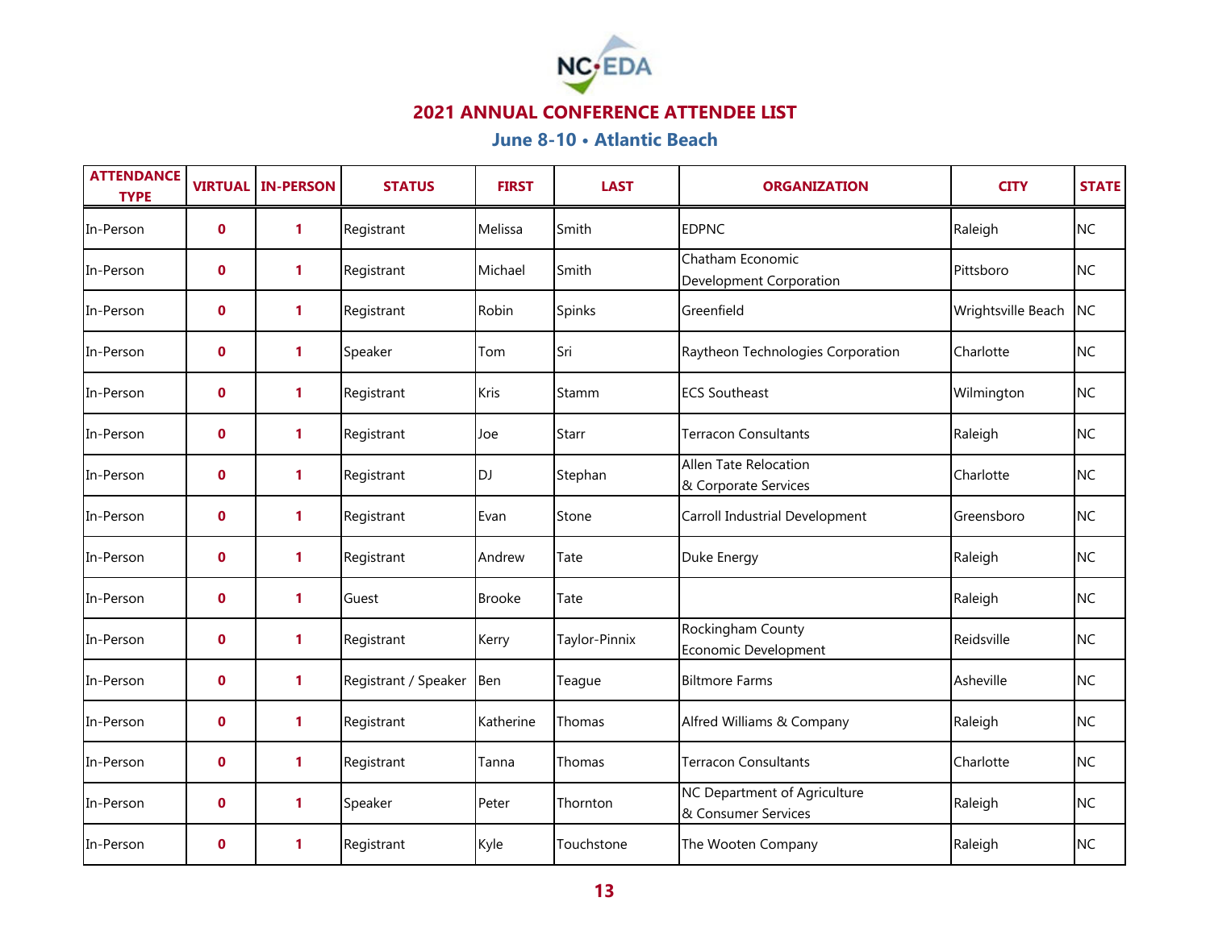## 2021 ANNUAL CONFERENCE ATTENDEE LIST

### June 8-10 • Atlantic Beach

| ATTENDANCE TYPE | VIRTUAL | IN-PERSON | STATUS | FIRST | LAST | ORGANIZATION | CITY | STATE |
|---|---|---|---|---|---|---|---|---|
| In-Person | 0 | 1 | Registrant | Melissa | Smith | EDPNC | Raleigh | NC |
| In-Person | 0 | 1 | Registrant | Michael | Smith | Chatham Economic Development Corporation | Pittsboro | NC |
| In-Person | 0 | 1 | Registrant | Robin | Spinks | Greenfield | Wrightsville Beach | NC |
| In-Person | 0 | 1 | Speaker | Tom | Sri | Raytheon Technologies Corporation | Charlotte | NC |
| In-Person | 0 | 1 | Registrant | Kris | Stamm | ECS Southeast | Wilmington | NC |
| In-Person | 0 | 1 | Registrant | Joe | Starr | Terracon Consultants | Raleigh | NC |
| In-Person | 0 | 1 | Registrant | DJ | Stephan | Allen Tate Relocation & Corporate Services | Charlotte | NC |
| In-Person | 0 | 1 | Registrant | Evan | Stone | Carroll Industrial Development | Greensboro | NC |
| In-Person | 0 | 1 | Registrant | Andrew | Tate | Duke Energy | Raleigh | NC |
| In-Person | 0 | 1 | Guest | Brooke | Tate | | Raleigh | NC |
| In-Person | 0 | 1 | Registrant | Kerry | Taylor-Pinnix | Rockingham County Economic Development | Reidsville | NC |
| In-Person | 0 | 1 | Registrant / Speaker | Ben | Teague | Biltmore Farms | Asheville | NC |
| In-Person | 0 | 1 | Registrant | Katherine | Thomas | Alfred Williams & Company | Raleigh | NC |
| In-Person | 0 | 1 | Registrant | Tanna | Thomas | Terracon Consultants | Charlotte | NC |
| In-Person | 0 | 1 | Speaker | Peter | Thornton | NC Department of Agriculture & Consumer Services | Raleigh | NC |
| In-Person | 0 | 1 | Registrant | Kyle | Touchstone | The Wooten Company | Raleigh | NC |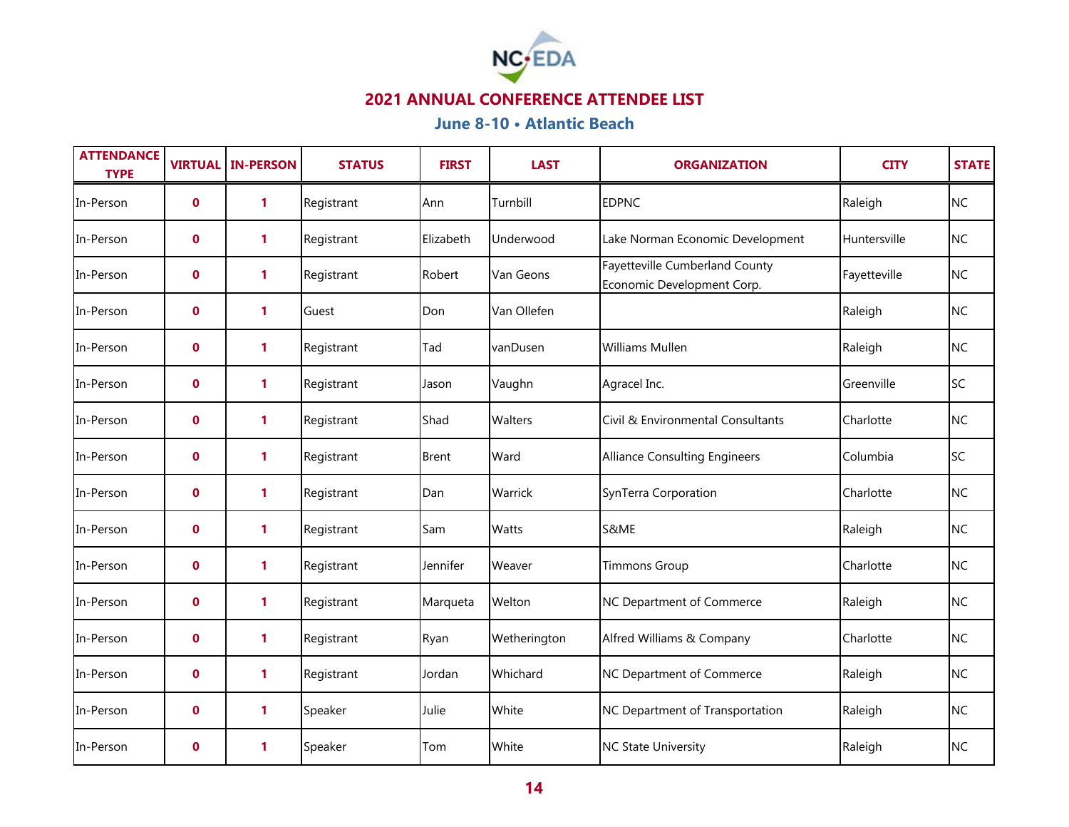## 2021 ANNUAL CONFERENCE ATTENDEE LIST

### June 8-10 • Atlantic Beach

| ATTENDANCE TYPE | VIRTUAL | IN-PERSON | STATUS | FIRST | LAST | ORGANIZATION | CITY | STATE |
|---|---|---|---|---|---|---|---|---|
| In-Person | 0 | 1 | Registrant | Ann | Turnbill | EDPNC | Raleigh | NC |
| In-Person | 0 | 1 | Registrant | Elizabeth | Underwood | Lake Norman Economic Development | Huntersville | NC |
| In-Person | 0 | 1 | Registrant | Robert | Van Geons | Fayetteville Cumberland County Economic Development Corp. | Fayetteville | NC |
| In-Person | 0 | 1 | Guest | Don | Van Ollefen | | Raleigh | NC |
| In-Person | 0 | 1 | Registrant | Tad | vanDusen | Williams Mullen | Raleigh | NC |
| In-Person | 0 | 1 | Registrant | Jason | Vaughn | Agracel Inc. | Greenville | SC |
| In-Person | 0 | 1 | Registrant | Shad | Walters | Civil & Environmental Consultants | Charlotte | NC |
| In-Person | 0 | 1 | Registrant | Brent | Ward | Alliance Consulting Engineers | Columbia | SC |
| In-Person | 0 | 1 | Registrant | Dan | Warrick | SynTerra Corporation | Charlotte | NC |
| In-Person | 0 | 1 | Registrant | Sam | Watts | S&ME | Raleigh | NC |
| In-Person | 0 | 1 | Registrant | Jennifer | Weaver | Timmons Group | Charlotte | NC |
| In-Person | 0 | 1 | Registrant | Marqueta | Welton | NC Department of Commerce | Raleigh | NC |
| In-Person | 0 | 1 | Registrant | Ryan | Wetherington | Alfred Williams & Company | Charlotte | NC |
| In-Person | 0 | 1 | Registrant | Jordan | Whichard | NC Department of Commerce | Raleigh | NC |
| In-Person | 0 | 1 | Speaker | Julie | White | NC Department of Transportation | Raleigh | NC |
| In-Person | 0 | 1 | Speaker | Tom | White | NC State University | Raleigh | NC |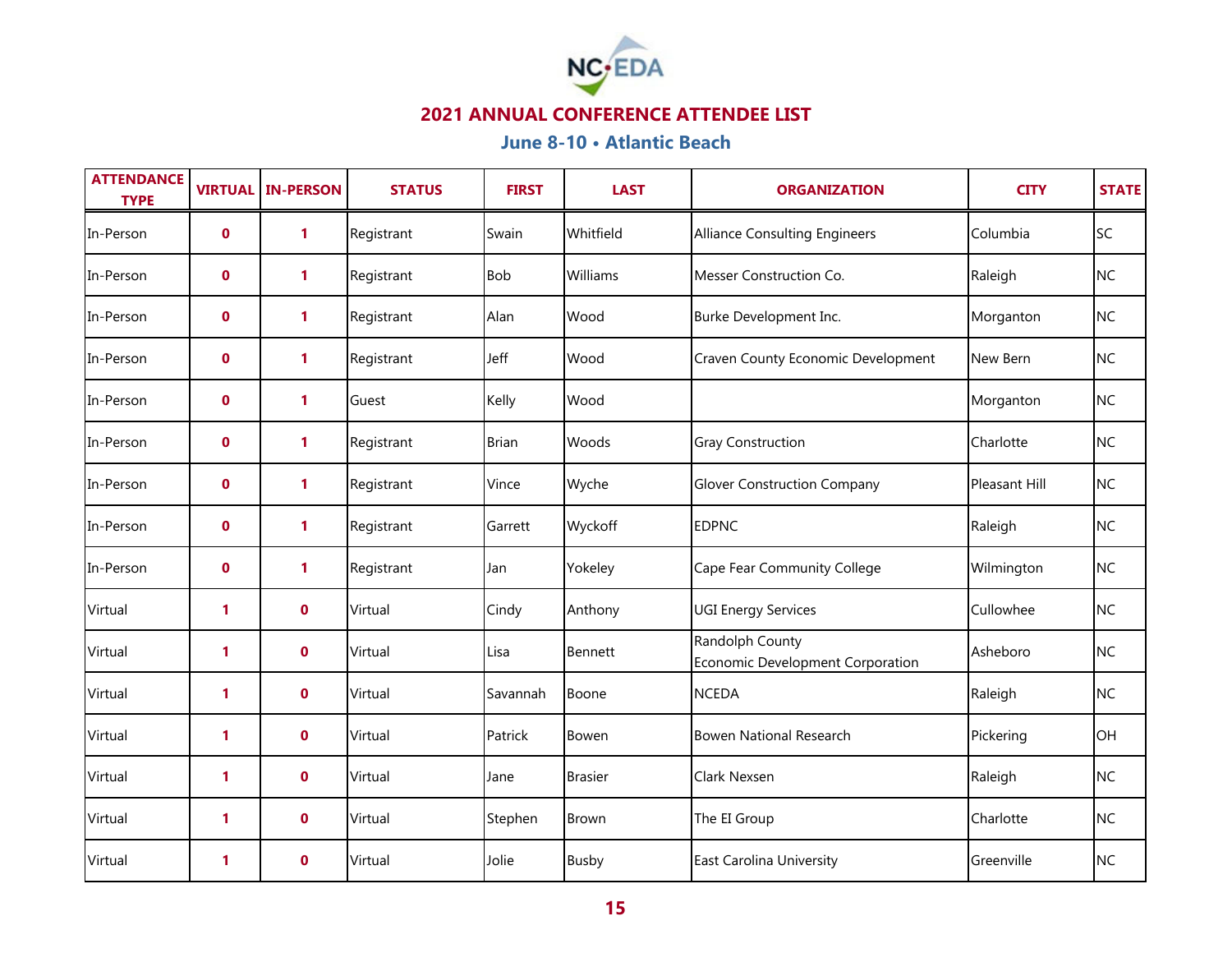## 2021 ANNUAL CONFERENCE ATTENDEE LIST

### June 8-10 • Atlantic Beach

| ATTENDANCE TYPE | VIRTUAL | IN-PERSON | STATUS | FIRST | LAST | ORGANIZATION | CITY | STATE |
|---|---|---|---|---|---|---|---|---|
| In-Person | 0 | 1 | Registrant | Swain | Whitfield | Alliance Consulting Engineers | Columbia | SC |
| In-Person | 0 | 1 | Registrant | Bob | Williams | Messer Construction Co. | Raleigh | NC |
| In-Person | 0 | 1 | Registrant | Alan | Wood | Burke Development Inc. | Morganton | NC |
| In-Person | 0 | 1 | Registrant | Jeff | Wood | Craven County Economic Development | New Bern | NC |
| In-Person | 0 | 1 | Guest | Kelly | Wood | | Morganton | NC |
| In-Person | 0 | 1 | Registrant | Brian | Woods | Gray Construction | Charlotte | NC |
| In-Person | 0 | 1 | Registrant | Vince | Wyche | Glover Construction Company | Pleasant Hill | NC |
| In-Person | 0 | 1 | Registrant | Garrett | Wyckoff | EDPNC | Raleigh | NC |
| In-Person | 0 | 1 | Registrant | Jan | Yokeley | Cape Fear Community College | Wilmington | NC |
| Virtual | 1 | 0 | Virtual | Cindy | Anthony | UGI Energy Services | Cullowhee | NC |
| Virtual | 1 | 0 | Virtual | Lisa | Bennett | Randolph County Economic Development Corporation | Asheboro | NC |
| Virtual | 1 | 0 | Virtual | Savannah | Boone | NCEDA | Raleigh | NC |
| Virtual | 1 | 0 | Virtual | Patrick | Bowen | Bowen National Research | Pickering | OH |
| Virtual | 1 | 0 | Virtual | Jane | Brasier | Clark Nexsen | Raleigh | NC |
| Virtual | 1 | 0 | Virtual | Stephen | Brown | The EI Group | Charlotte | NC |
| Virtual | 1 | 0 | Virtual | Jolie | Busby | East Carolina University | Greenville | NC |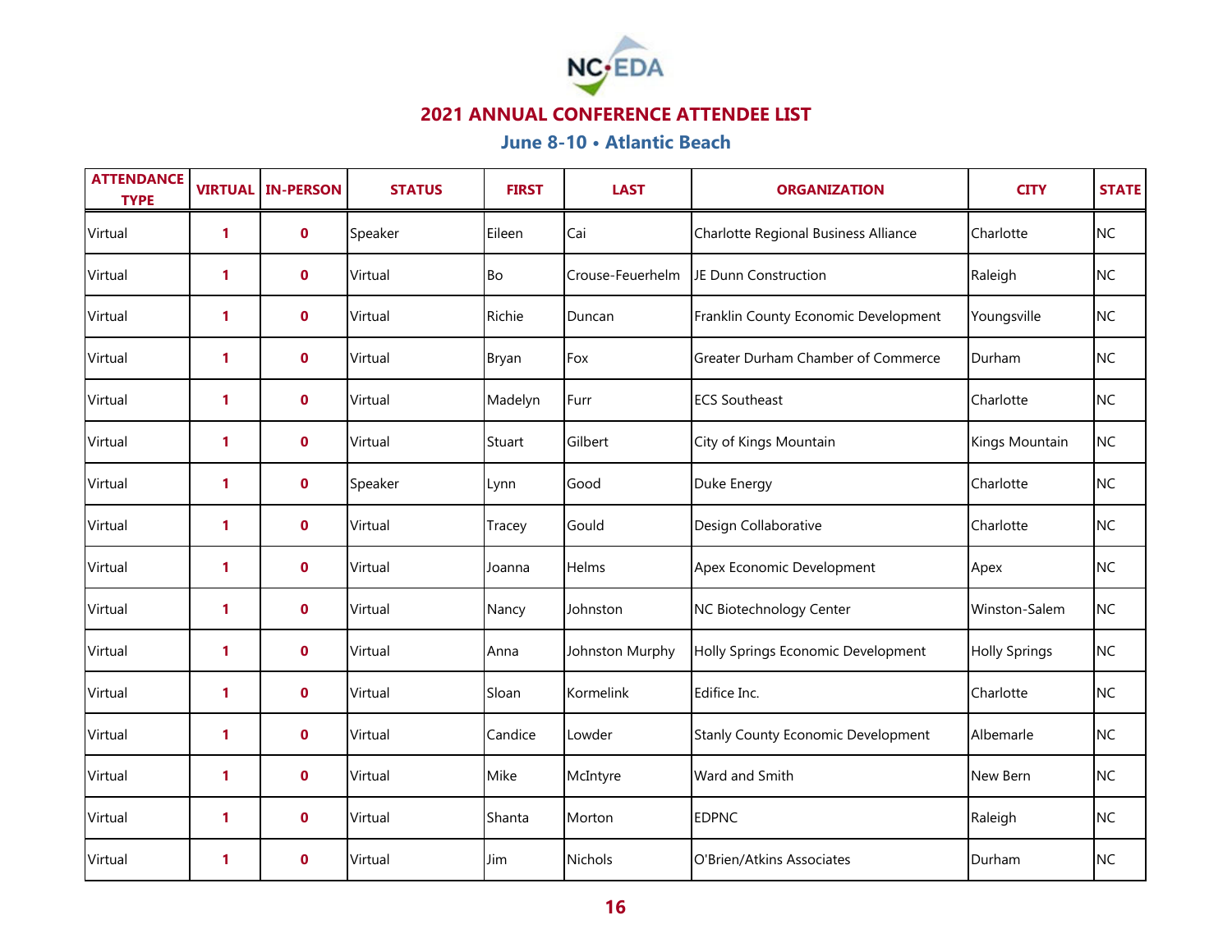## 2021 ANNUAL CONFERENCE ATTENDEE LIST

### June 8-10 • Atlantic Beach

| ATTENDANCE TYPE | VIRTUAL | IN-PERSON | STATUS | FIRST | LAST | ORGANIZATION | CITY | STATE |
|---|---|---|---|---|---|---|---|---|
| Virtual | 1 | 0 | Speaker | Eileen | Cai | Charlotte Regional Business Alliance | Charlotte | NC |
| Virtual | 1 | 0 | Virtual | Bo | Crouse-Feuerhelm | JE Dunn Construction | Raleigh | NC |
| Virtual | 1 | 0 | Virtual | Richie | Duncan | Franklin County Economic Development | Youngsville | NC |
| Virtual | 1 | 0 | Virtual | Bryan | Fox | Greater Durham Chamber of Commerce | Durham | NC |
| Virtual | 1 | 0 | Virtual | Madelyn | Furr | ECS Southeast | Charlotte | NC |
| Virtual | 1 | 0 | Virtual | Stuart | Gilbert | City of Kings Mountain | Kings Mountain | NC |
| Virtual | 1 | 0 | Speaker | Lynn | Good | Duke Energy | Charlotte | NC |
| Virtual | 1 | 0 | Virtual | Tracey | Gould | Design Collaborative | Charlotte | NC |
| Virtual | 1 | 0 | Virtual | Joanna | Helms | Apex Economic Development | Apex | NC |
| Virtual | 1 | 0 | Virtual | Nancy | Johnston | NC Biotechnology Center | Winston-Salem | NC |
| Virtual | 1 | 0 | Virtual | Anna | Johnston Murphy | Holly Springs Economic Development | Holly Springs | NC |
| Virtual | 1 | 0 | Virtual | Sloan | Kormelink | Edifice Inc. | Charlotte | NC |
| Virtual | 1 | 0 | Virtual | Candice | Lowder | Stanly County Economic Development | Albemarle | NC |
| Virtual | 1 | 0 | Virtual | Mike | McIntyre | Ward and Smith | New Bern | NC |
| Virtual | 1 | 0 | Virtual | Shanta | Morton | EDPNC | Raleigh | NC |
| Virtual | 1 | 0 | Virtual | Jim | Nichols | O'Brien/Atkins Associates | Durham | NC |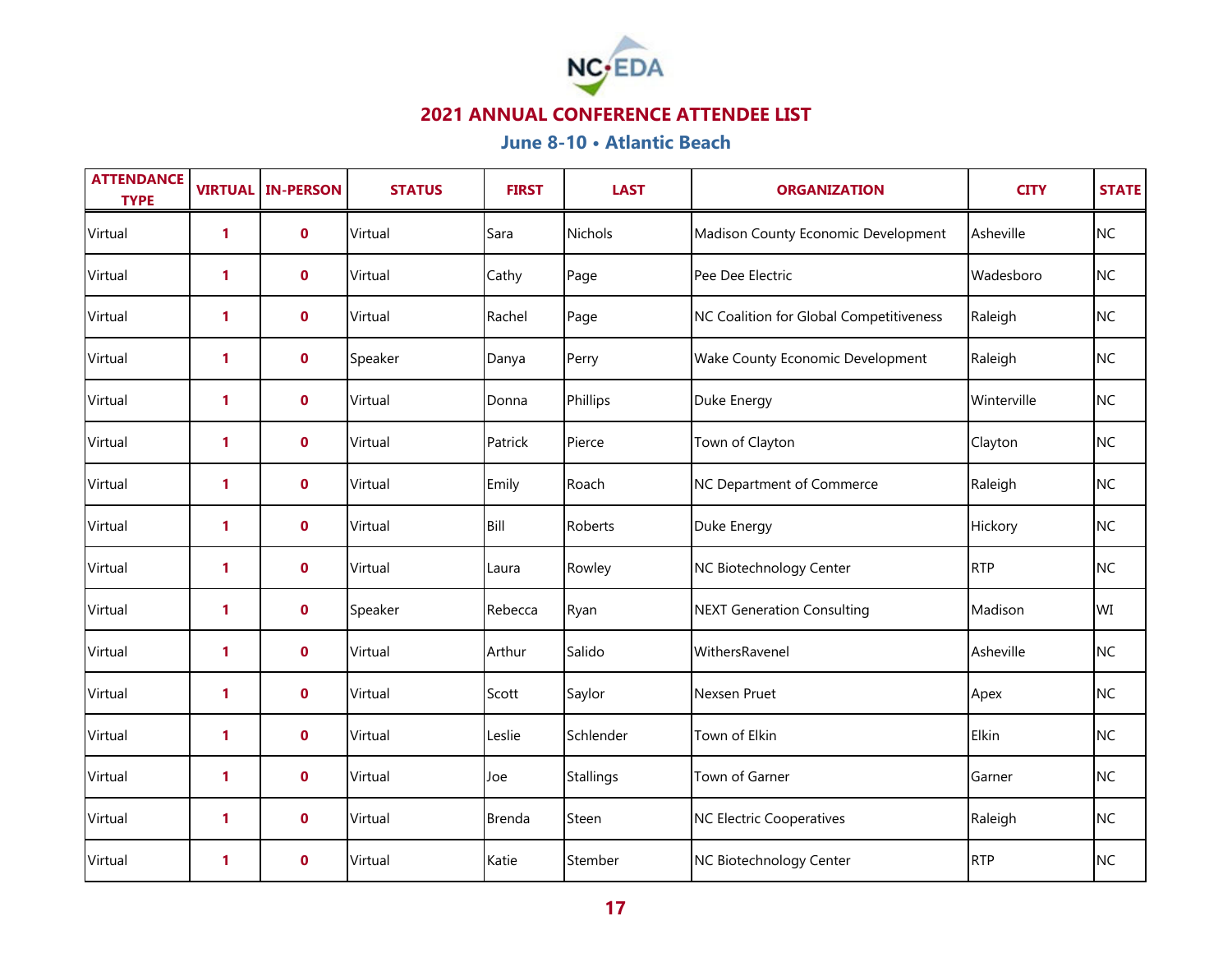## 2021 ANNUAL CONFERENCE ATTENDEE LIST

### June 8-10 • Atlantic Beach

| ATTENDANCE TYPE | VIRTUAL | IN-PERSON | STATUS | FIRST | LAST | ORGANIZATION | CITY | STATE |
|---|---|---|---|---|---|---|---|---|
| Virtual | 1 | 0 | Virtual | Sara | Nichols | Madison County Economic Development | Asheville | NC |
| Virtual | 1 | 0 | Virtual | Cathy | Page | Pee Dee Electric | Wadesboro | NC |
| Virtual | 1 | 0 | Virtual | Rachel | Page | NC Coalition for Global Competitiveness | Raleigh | NC |
| Virtual | 1 | 0 | Speaker | Danya | Perry | Wake County Economic Development | Raleigh | NC |
| Virtual | 1 | 0 | Virtual | Donna | Phillips | Duke Energy | Winterville | NC |
| Virtual | 1 | 0 | Virtual | Patrick | Pierce | Town of Clayton | Clayton | NC |
| Virtual | 1 | 0 | Virtual | Emily | Roach | NC Department of Commerce | Raleigh | NC |
| Virtual | 1 | 0 | Virtual | Bill | Roberts | Duke Energy | Hickory | NC |
| Virtual | 1 | 0 | Virtual | Laura | Rowley | NC Biotechnology Center | RTP | NC |
| Virtual | 1 | 0 | Speaker | Rebecca | Ryan | NEXT Generation Consulting | Madison | WI |
| Virtual | 1 | 0 | Virtual | Arthur | Salido | WithersRavenel | Asheville | NC |
| Virtual | 1 | 0 | Virtual | Scott | Saylor | Nexsen Pruet | Apex | NC |
| Virtual | 1 | 0 | Virtual | Leslie | Schlender | Town of Elkin | Elkin | NC |
| Virtual | 1 | 0 | Virtual | Joe | Stallings | Town of Garner | Garner | NC |
| Virtual | 1 | 0 | Virtual | Brenda | Steen | NC Electric Cooperatives | Raleigh | NC |
| Virtual | 1 | 0 | Virtual | Katie | Stember | NC Biotechnology Center | RTP | NC |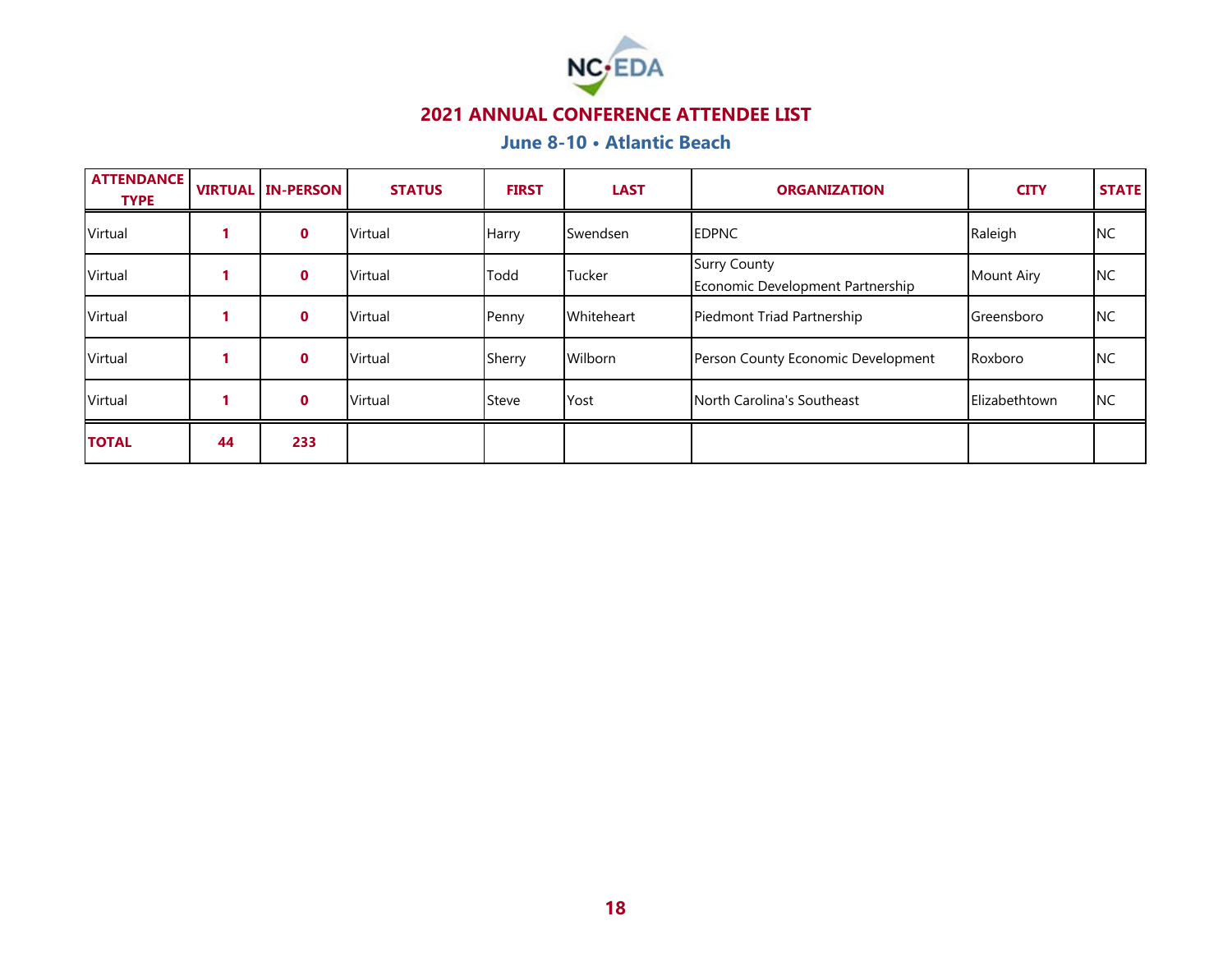## 2021 ANNUAL CONFERENCE ATTENDEE LIST

### June 8-10 • Atlantic Beach

| ATTENDANCE TYPE | VIRTUAL | IN-PERSON | STATUS | FIRST | LAST | ORGANIZATION | CITY | STATE |
|---|---|---|---|---|---|---|---|---|
| Virtual | 1 | 0 | Virtual | Harry | Swendsen | EDPNC | Raleigh | NC |
| Virtual | 1 | 0 | Virtual | Todd | Tucker | Surry County Economic Development Partnership | Mount Airy | NC |
| Virtual | 1 | 0 | Virtual | Penny | Whiteheart | Piedmont Triad Partnership | Greensboro | NC |
| Virtual | 1 | 0 | Virtual | Sherry | Wilborn | Person County Economic Development | Roxboro | NC |
| Virtual | 1 | 0 | Virtual | Steve | Yost | North Carolina's Southeast | Elizabethtown | NC |
| **TOTAL** | **44** | **233** | | | | | | |